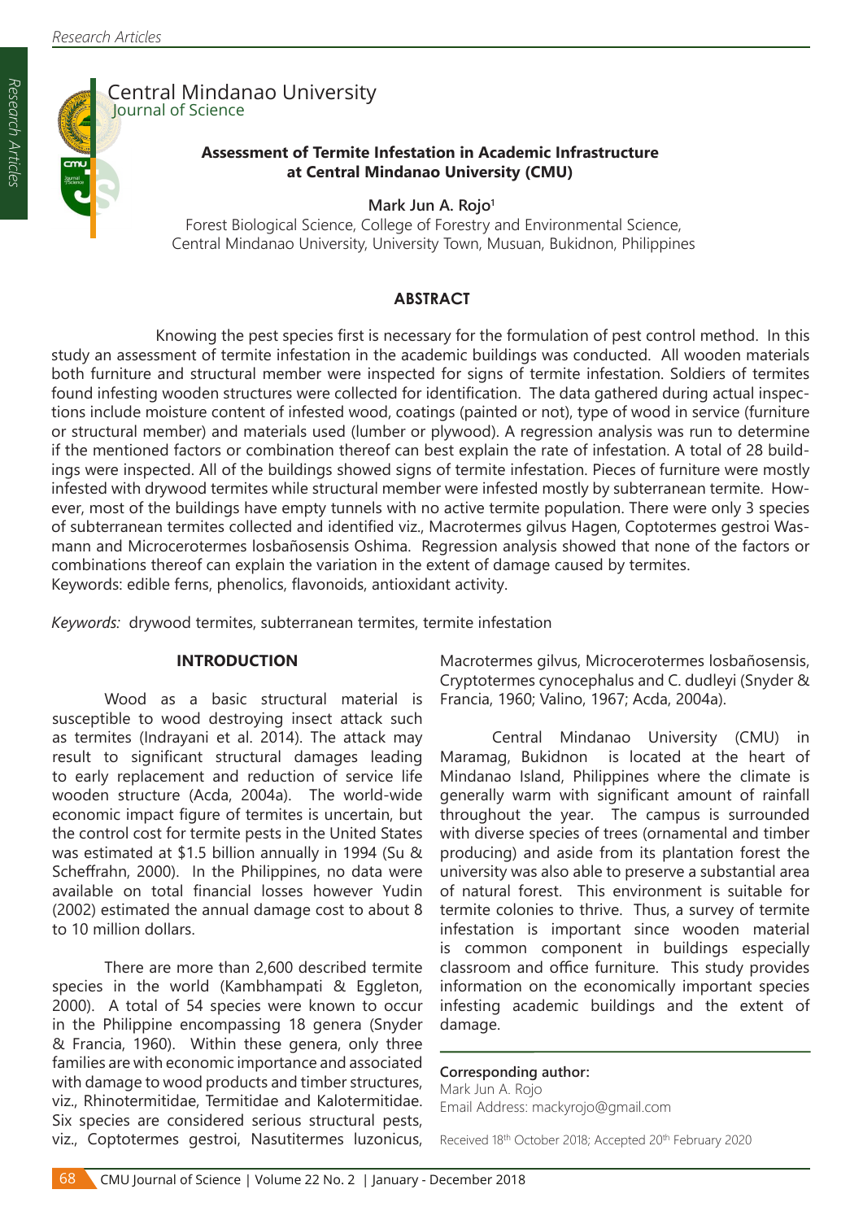Central Mindanao University
Journal of Science

# Assessment of Termite Infestation in Academic Infrastructure at Central Mindanao University (CMU)

**Mark Jun A. Rojo**[1]

Forest Biological Science, College of Forestry and Environmental Science, Central Mindanao University, University Town, Musuan, Bukidnon, Philippines

## ABSTRACT

Knowing the pest species first is necessary for the formulation of pest control method. In this study an assessment of termite infestation in the academic buildings was conducted. All wooden materials both furniture and structural member were inspected for signs of termite infestation. Soldiers of termites found infesting wooden structures were collected for identification. The data gathered during actual inspections include moisture content of infested wood, coatings (painted or not), type of wood in service (furniture or structural member) and materials used (lumber or plywood). A regression analysis was run to determine if the mentioned factors or combination thereof can best explain the rate of infestation. A total of 28 buildings were inspected. All of the buildings showed signs of termite infestation. Pieces of furniture were mostly infested with drywood termites while structural member were infested mostly by subterranean termite. However, most of the buildings have empty tunnels with no active termite population. There were only 3 species of subterranean termites collected and identified viz., Macrotermes gilvus Hagen, Coptotermes gestroi Wasmann and Microcerotermes losbañosensis Oshima. Regression analysis showed that none of the factors or combinations thereof can explain the variation in the extent of damage caused by termites.
Keywords: edible ferns, phenolics, flavonoids, antioxidant activity.

*Keywords:* drywood termites, subterranean termites, termite infestation

## INTRODUCTION

Wood as a basic structural material is susceptible to wood destroying insect attack such as termites (Indrayani et al. 2014). The attack may result to significant structural damages leading to early replacement and reduction of service life wooden structure (Acda, 2004a). The world-wide economic impact figure of termites is uncertain, but the control cost for termite pests in the United States was estimated at $1.5 billion annually in 1994 (Su & Scheffrahn, 2000). In the Philippines, no data were available on total financial losses however Yudin (2002) estimated the annual damage cost to about 8 to 10 million dollars.

There are more than 2,600 described termite species in the world (Kambhampati & Eggleton, 2000). A total of 54 species were known to occur in the Philippine encompassing 18 genera (Snyder & Francia, 1960). Within these genera, only three families are with economic importance and associated with damage to wood products and timber structures, viz., Rhinotermitidae, Termitidae and Kalotermitidae. Six species are considered serious structural pests, viz., Coptotermes gestroi, Nasutitermes luzonicus, Macrotermes gilvus, Microcerotermes losbañosensis, Cryptotermes cynocephalus and C. dudleyi (Snyder & Francia, 1960; Valino, 1967; Acda, 2004a).

Central Mindanao University (CMU) in Maramag, Bukidnon is located at the heart of Mindanao Island, Philippines where the climate is generally warm with significant amount of rainfall throughout the year. The campus is surrounded with diverse species of trees (ornamental and timber producing) and aside from its plantation forest the university was also able to preserve a substantial area of natural forest. This environment is suitable for termite colonies to thrive. Thus, a survey of termite infestation is important since wooden material is common component in buildings especially classroom and office furniture. This study provides information on the economically important species infesting academic buildings and the extent of damage.

**Corresponding author:**
Mark Jun A. Rojo
Email Address: mackyrojo@gmail.com

Received 18th October 2018; Accepted 20th February 2020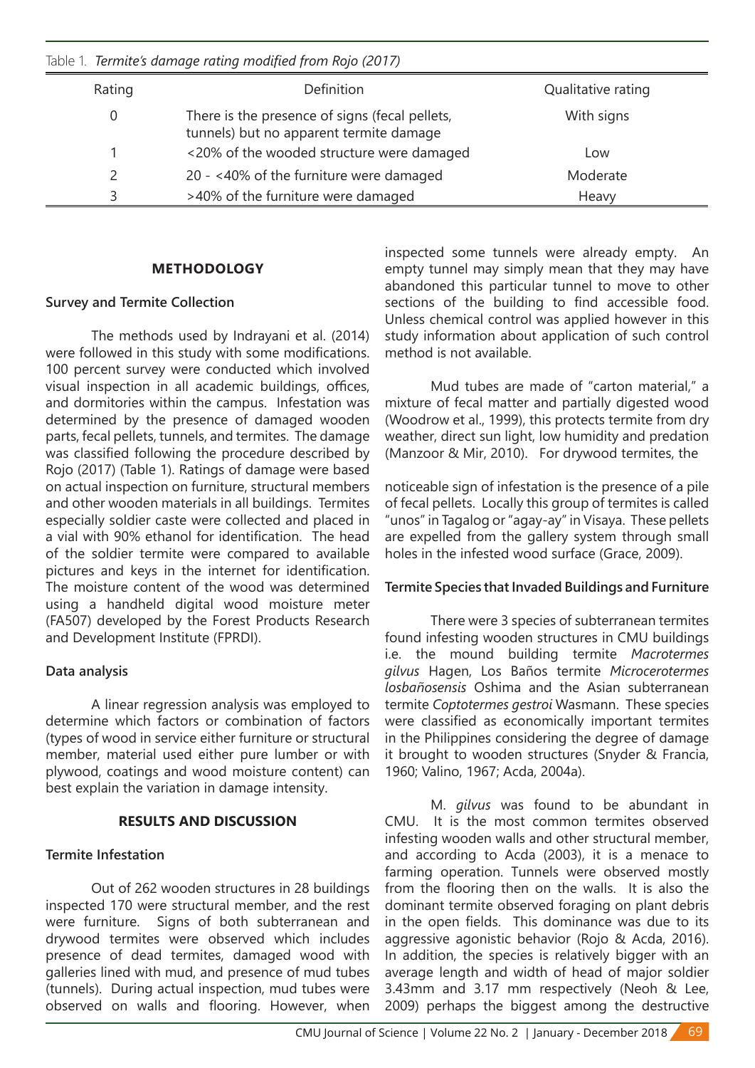Table 1. *Termite's damage rating modified from Rojo (2017)*

| Rating | Definition | Qualitative rating |
|---|---|---|
| 0 | There is the presence of signs (fecal pellets, tunnels) but no apparent termite damage | With signs |
| 1 | <20% of the wooded structure were damaged | Low |
| 2 | 20 - <40% of the furniture were damaged | Moderate |
| 3 | >40% of the furniture were damaged | Heavy |

## METHODOLOGY

### Survey and Termite Collection

The methods used by Indrayani et al. (2014) were followed in this study with some modifications. 100 percent survey were conducted which involved visual inspection in all academic buildings, offices, and dormitories within the campus. Infestation was determined by the presence of damaged wooden parts, fecal pellets, tunnels, and termites. The damage was classified following the procedure described by Rojo (2017) (Table 1). Ratings of damage were based on actual inspection on furniture, structural members and other wooden materials in all buildings. Termites especially soldier caste were collected and placed in a vial with 90% ethanol for identification. The head of the soldier termite were compared to available pictures and keys in the internet for identification. The moisture content of the wood was determined using a handheld digital wood moisture meter (FA507) developed by the Forest Products Research and Development Institute (FPRDI).

### Data analysis

A linear regression analysis was employed to determine which factors or combination of factors (types of wood in service either furniture or structural member, material used either pure lumber or with plywood, coatings and wood moisture content) can best explain the variation in damage intensity.

## RESULTS AND DISCUSSION

### Termite Infestation

Out of 262 wooden structures in 28 buildings inspected 170 were structural member, and the rest were furniture. Signs of both subterranean and drywood termites were observed which includes presence of dead termites, damaged wood with galleries lined with mud, and presence of mud tubes (tunnels). During actual inspection, mud tubes were observed on walls and flooring. However, when inspected some tunnels were already empty. An empty tunnel may simply mean that they may have abandoned this particular tunnel to move to other sections of the building to find accessible food. Unless chemical control was applied however in this study information about application of such control method is not available.

Mud tubes are made of "carton material," a mixture of fecal matter and partially digested wood (Woodrow et al., 1999), this protects termite from dry weather, direct sun light, low humidity and predation (Manzoor & Mir, 2010). For drywood termites, the noticeable sign of infestation is the presence of a pile of fecal pellets. Locally this group of termites is called "unos" in Tagalog or "agay-ay" in Visaya. These pellets are expelled from the gallery system through small holes in the infested wood surface (Grace, 2009).

### Termite Species that Invaded Buildings and Furniture

There were 3 species of subterranean termites found infesting wooden structures in CMU buildings i.e. the mound building termite *Macrotermes gilvus* Hagen, Los Baños termite *Microcerotermes losbañosensis* Oshima and the Asian subterranean termite *Coptotermes gestroi* Wasmann. These species were classified as economically important termites in the Philippines considering the degree of damage it brought to wooden structures (Snyder & Francia, 1960; Valino, 1967; Acda, 2004a).

M. *gilvus* was found to be abundant in CMU. It is the most common termites observed infesting wooden walls and other structural member, and according to Acda (2003), it is a menace to farming operation. Tunnels were observed mostly from the flooring then on the walls. It is also the dominant termite observed foraging on plant debris in the open fields. This dominance was due to its aggressive agonistic behavior (Rojo & Acda, 2016). In addition, the species is relatively bigger with an average length and width of head of major soldier 3.43mm and 3.17 mm respectively (Neoh & Lee, 2009) perhaps the biggest among the destructive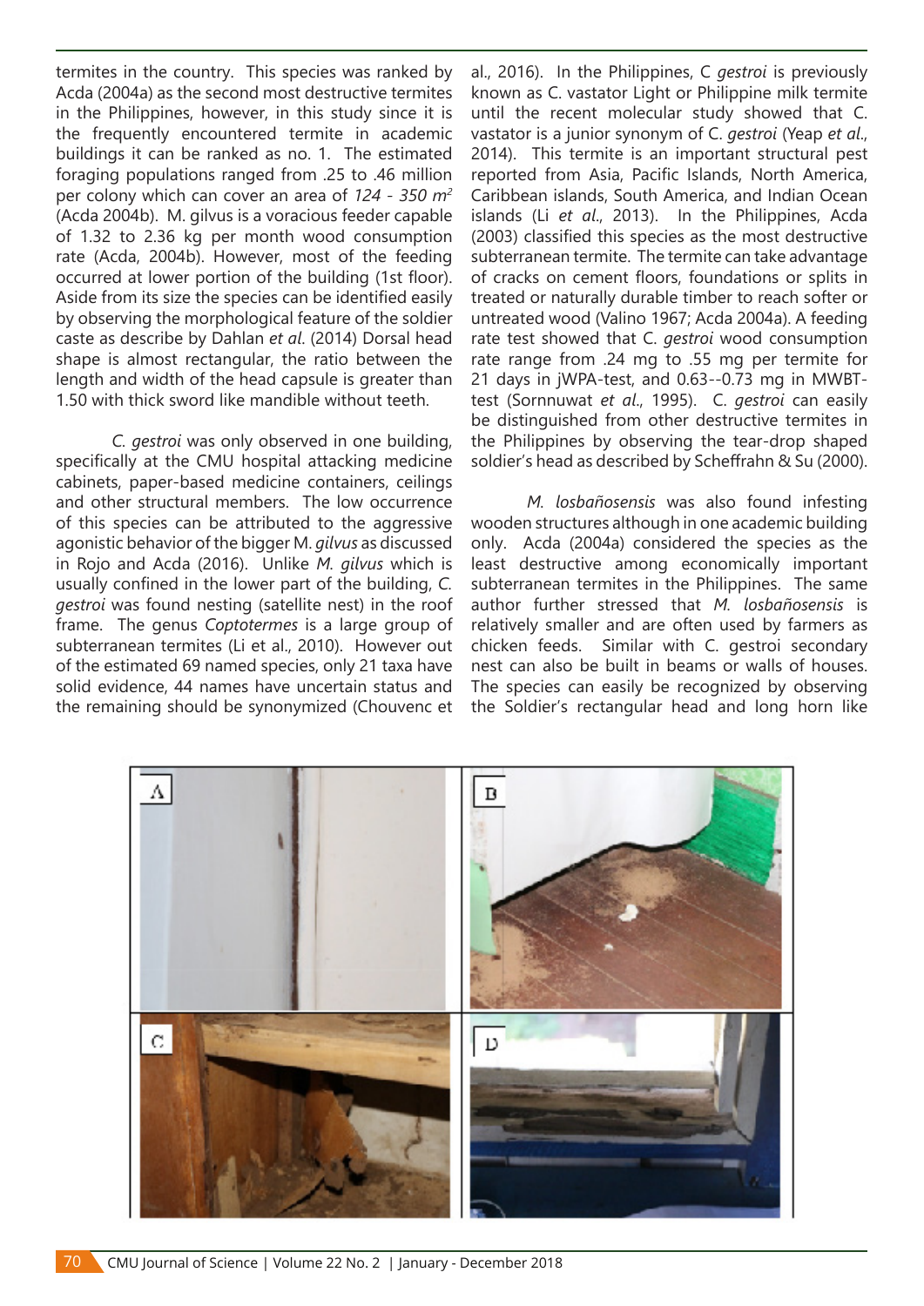termites in the country. This species was ranked by Acda (2004a) as the second most destructive termites in the Philippines, however, in this study since it is the frequently encountered termite in academic buildings it can be ranked as no. 1. The estimated foraging populations ranged from .25 to .46 million per colony which can cover an area of *124 - 350 m²* (Acda 2004b). M. gilvus is a voracious feeder capable of 1.32 to 2.36 kg per month wood consumption rate (Acda, 2004b). However, most of the feeding occurred at lower portion of the building (1st floor). Aside from its size the species can be identified easily by observing the morphological feature of the soldier caste as describe by Dahlan *et al*. (2014) Dorsal head shape is almost rectangular, the ratio between the length and width of the head capsule is greater than 1.50 with thick sword like mandible without teeth.

*C. gestroi* was only observed in one building, specifically at the CMU hospital attacking medicine cabinets, paper-based medicine containers, ceilings and other structural members. The low occurrence of this species can be attributed to the aggressive agonistic behavior of the bigger M. *gilvus* as discussed in Rojo and Acda (2016). Unlike *M. gilvus* which is usually confined in the lower part of the building, *C. gestroi* was found nesting (satellite nest) in the roof frame. The genus *Coptotermes* is a large group of subterranean termites (Li et al., 2010). However out of the estimated 69 named species, only 21 taxa have solid evidence, 44 names have uncertain status and the remaining should be synonymized (Chouvenc et al., 2016). In the Philippines, C *gestroi* is previously known as C. vastator Light or Philippine milk termite until the recent molecular study showed that C. vastator is a junior synonym of C. *gestroi* (Yeap *et al*., 2014). This termite is an important structural pest reported from Asia, Pacific Islands, North America, Caribbean islands, South America, and Indian Ocean islands (Li *et al*., 2013). In the Philippines, Acda (2003) classified this species as the most destructive subterranean termite. The termite can take advantage of cracks on cement floors, foundations or splits in treated or naturally durable timber to reach softer or untreated wood (Valino 1967; Acda 2004a). A feeding rate test showed that C. *gestroi* wood consumption rate range from .24 mg to .55 mg per termite for 21 days in jWPA-test, and 0.63--0.73 mg in MWBT-test (Sornnuwat *et al*., 1995). C. *gestroi* can easily be distinguished from other destructive termites in the Philippines by observing the tear-drop shaped soldier's head as described by Scheffrahn & Su (2000).

*M. losbañosensis* was also found infesting wooden structures although in one academic building only. Acda (2004a) considered the species as the least destructive among economically important subterranean termites in the Philippines. The same author further stressed that *M. losbañosensis* is relatively smaller and are often used by farmers as chicken feeds. Similar with C. gestroi secondary nest can also be built in beams or walls of houses. The species can easily be recognized by observing the Soldier's rectangular head and long horn like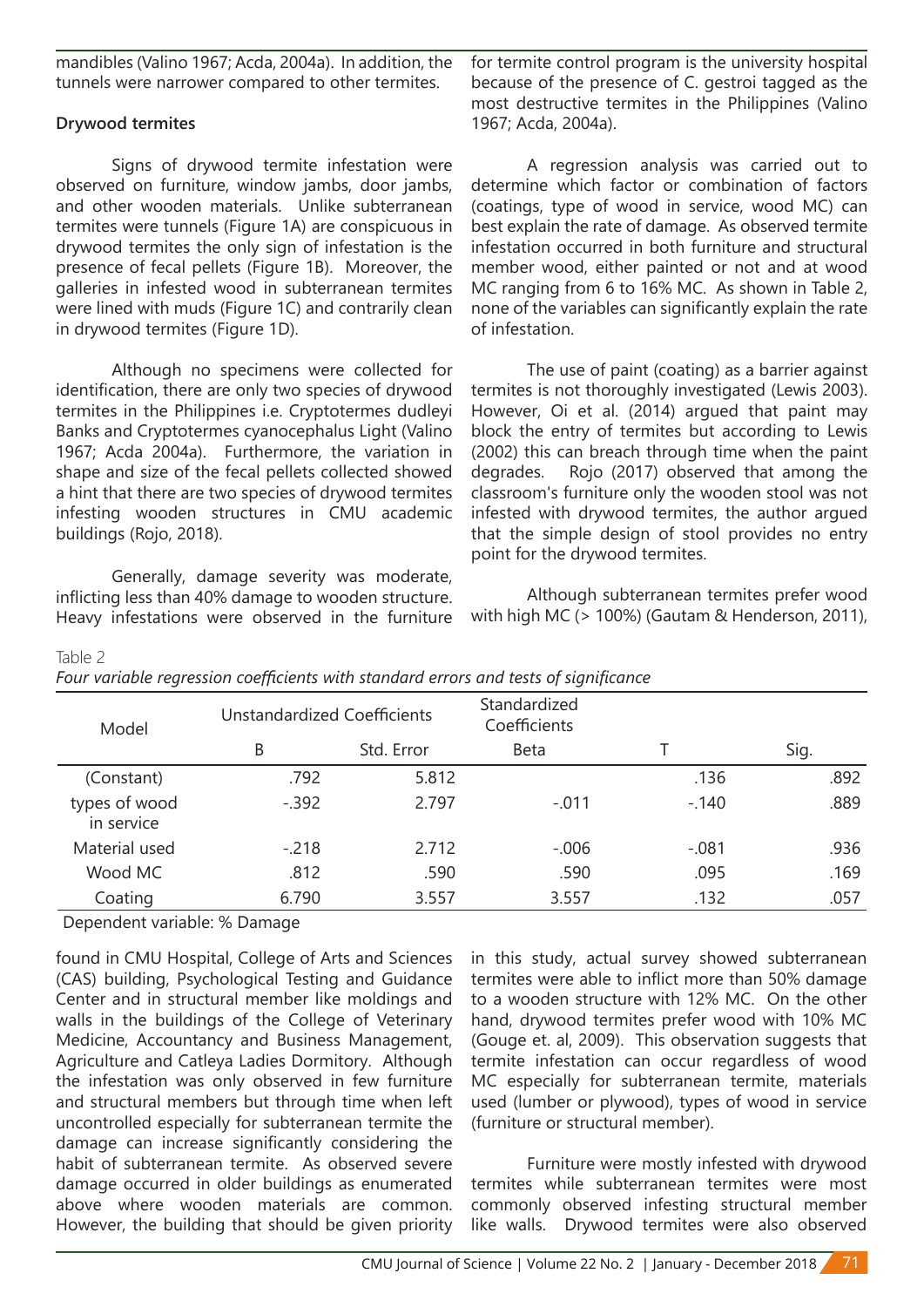mandibles (Valino 1967; Acda, 2004a). In addition, the tunnels were narrower compared to other termites.

**Drywood termites**

Signs of drywood termite infestation were observed on furniture, window jambs, door jambs, and other wooden materials. Unlike subterranean termites were tunnels (Figure 1A) are conspicuous in drywood termites the only sign of infestation is the presence of fecal pellets (Figure 1B). Moreover, the galleries in infested wood in subterranean termites were lined with muds (Figure 1C) and contrarily clean in drywood termites (Figure 1D).

Although no specimens were collected for identification, there are only two species of drywood termites in the Philippines i.e. Cryptotermes dudleyi Banks and Cryptotermes cyanocephalus Light (Valino 1967; Acda 2004a). Furthermore, the variation in shape and size of the fecal pellets collected showed a hint that there are two species of drywood termites infesting wooden structures in CMU academic buildings (Rojo, 2018).

Generally, damage severity was moderate, inflicting less than 40% damage to wooden structure. Heavy infestations were observed in the furniture found in CMU Hospital, College of Arts and Sciences (CAS) building, Psychological Testing and Guidance Center and in structural member like moldings and walls in the buildings of the College of Veterinary Medicine, Accountancy and Business Management, Agriculture and Catleya Ladies Dormitory. Although the infestation was only observed in few furniture and structural members but through time when left uncontrolled especially for subterranean termite the damage can increase significantly considering the habit of subterranean termite. As observed severe damage occurred in older buildings as enumerated above where wooden materials are common. However, the building that should be given priority for termite control program is the university hospital because of the presence of C. gestroi tagged as the most destructive termites in the Philippines (Valino 1967; Acda, 2004a).

A regression analysis was carried out to determine which factor or combination of factors (coatings, type of wood in service, wood MC) can best explain the rate of damage. As observed termite infestation occurred in both furniture and structural member wood, either painted or not and at wood MC ranging from 6 to 16% MC. As shown in Table 2, none of the variables can significantly explain the rate of infestation.

The use of paint (coating) as a barrier against termites is not thoroughly investigated (Lewis 2003). However, Oi et al. (2014) argued that paint may block the entry of termites but according to Lewis (2002) this can breach through time when the paint degrades. Rojo (2017) observed that among the classroom's furniture only the wooden stool was not infested with drywood termites, the author argued that the simple design of stool provides no entry point for the drywood termites.

Although subterranean termites prefer wood with high MC (> 100%) (Gautam & Henderson, 2011), in this study, actual survey showed subterranean termites were able to inflict more than 50% damage to a wooden structure with 12% MC. On the other hand, drywood termites prefer wood with 10% MC (Gouge et. al, 2009). This observation suggests that termite infestation can occur regardless of wood MC especially for subterranean termite, materials used (lumber or plywood), types of wood in service (furniture or structural member).

Furniture were mostly infested with drywood termites while subterranean termites were most commonly observed infesting structural member like walls. Drywood termites were also observed

Table 2

*Four variable regression coefficients with standard errors and tests of significance*

| Model | Unstandardized Coefficients | | Standardized Coefficients | | |
|---|---|---|---|---|---|
| | B | Std. Error | Beta | T | Sig. |
| (Constant) | .792 | 5.812 | | .136 | .892 |
| types of wood in service | -.392 | 2.797 | -.011 | -.140 | .889 |
| Material used | -.218 | 2.712 | -.006 | -.081 | .936 |
| Wood MC | .812 | .590 | .590 | .095 | .169 |
| Coating | 6.790 | 3.557 | 3.557 | .132 | .057 |

Dependent variable: % Damage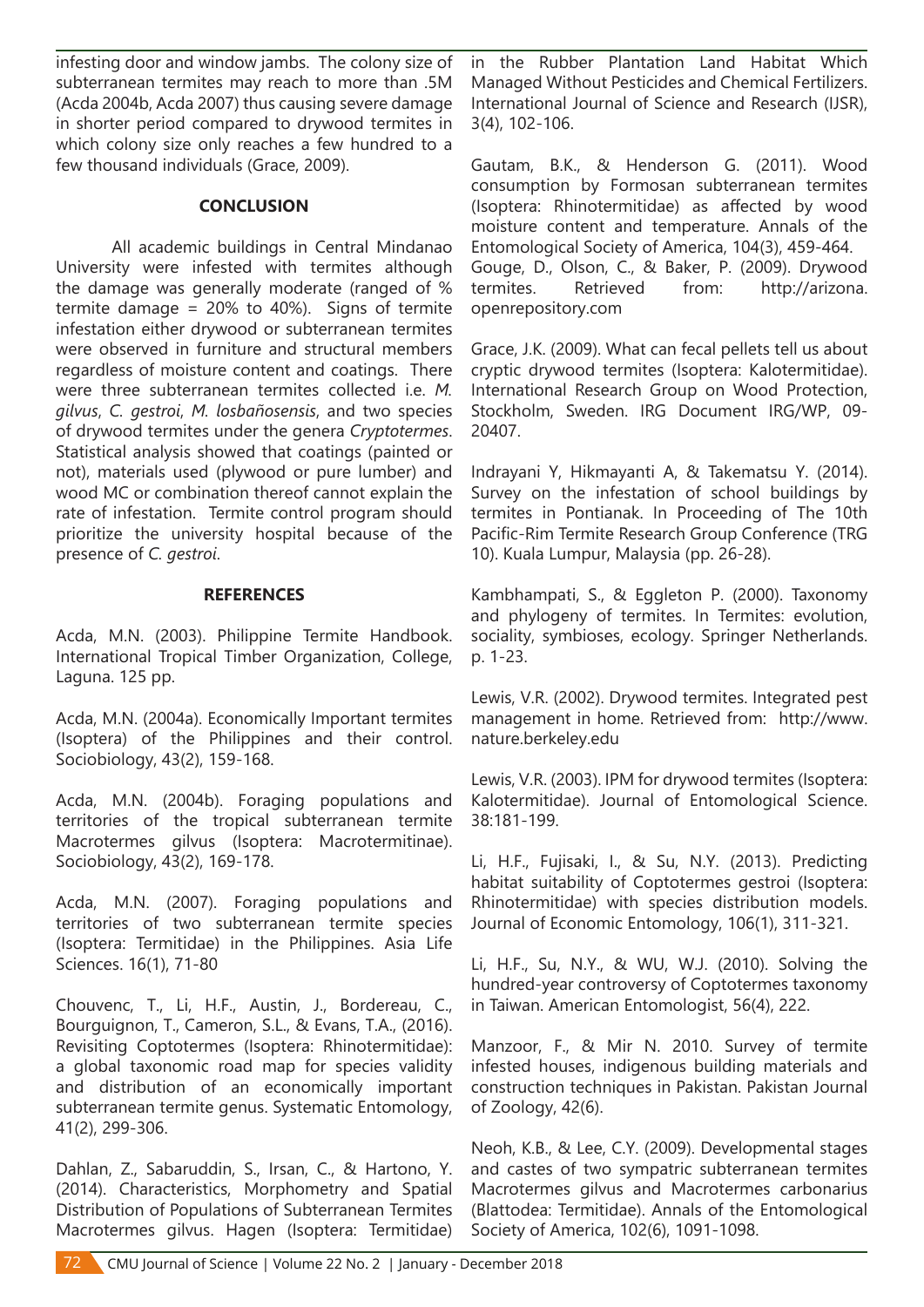infesting door and window jambs. The colony size of subterranean termites may reach to more than .5M (Acda 2004b, Acda 2007) thus causing severe damage in shorter period compared to drywood termites in which colony size only reaches a few hundred to a few thousand individuals (Grace, 2009).

## CONCLUSION

All academic buildings in Central Mindanao University were infested with termites although the damage was generally moderate (ranged of % termite damage = 20% to 40%). Signs of termite infestation either drywood or subterranean termites were observed in furniture and structural members regardless of moisture content and coatings. There were three subterranean termites collected i.e. *M. gilvus*, *C. gestroi*, *M. losbañosensis*, and two species of drywood termites under the genera *Cryptotermes*. Statistical analysis showed that coatings (painted or not), materials used (plywood or pure lumber) and wood MC or combination thereof cannot explain the rate of infestation. Termite control program should prioritize the university hospital because of the presence of *C. gestroi*.

## REFERENCES

Acda, M.N. (2003). Philippine Termite Handbook. International Tropical Timber Organization, College, Laguna. 125 pp.

Acda, M.N. (2004a). Economically Important termites (Isoptera) of the Philippines and their control. Sociobiology, 43(2), 159-168.

Acda, M.N. (2004b). Foraging populations and territories of the tropical subterranean termite Macrotermes gilvus (Isoptera: Macrotermitinae). Sociobiology, 43(2), 169-178.

Acda, M.N. (2007). Foraging populations and territories of two subterranean termite species (Isoptera: Termitidae) in the Philippines. Asia Life Sciences. 16(1), 71-80

Chouvenc, T., Li, H.F., Austin, J., Bordereau, C., Bourguignon, T., Cameron, S.L., & Evans, T.A., (2016). Revisiting Coptotermes (Isoptera: Rhinotermitidae): a global taxonomic road map for species validity and distribution of an economically important subterranean termite genus. Systematic Entomology, 41(2), 299-306.

Dahlan, Z., Sabaruddin, S., Irsan, C., & Hartono, Y. (2014). Characteristics, Morphometry and Spatial Distribution of Populations of Subterranean Termites Macrotermes gilvus. Hagen (Isoptera: Termitidae) in the Rubber Plantation Land Habitat Which Managed Without Pesticides and Chemical Fertilizers. International Journal of Science and Research (IJSR), 3(4), 102-106.

Gautam, B.K., & Henderson G. (2011). Wood consumption by Formosan subterranean termites (Isoptera: Rhinotermitidae) as affected by wood moisture content and temperature. Annals of the Entomological Society of America, 104(3), 459-464.

Gouge, D., Olson, C., & Baker, P. (2009). Drywood termites. Retrieved from: http://arizona.openrepository.com

Grace, J.K. (2009). What can fecal pellets tell us about cryptic drywood termites (Isoptera: Kalotermitidae). International Research Group on Wood Protection, Stockholm, Sweden. IRG Document IRG/WP, 09-20407.

Indrayani Y, Hikmayanti A, & Takematsu Y. (2014). Survey on the infestation of school buildings by termites in Pontianak. In Proceeding of The 10th Pacific-Rim Termite Research Group Conference (TRG 10). Kuala Lumpur, Malaysia (pp. 26-28).

Kambhampati, S., & Eggleton P. (2000). Taxonomy and phylogeny of termites. In Termites: evolution, sociality, symbioses, ecology. Springer Netherlands. p. 1-23.

Lewis, V.R. (2002). Drywood termites. Integrated pest management in home. Retrieved from: http://www.nature.berkeley.edu

Lewis, V.R. (2003). IPM for drywood termites (Isoptera: Kalotermitidae). Journal of Entomological Science. 38:181-199.

Li, H.F., Fujisaki, I., & Su, N.Y. (2013). Predicting habitat suitability of Coptotermes gestroi (Isoptera: Rhinotermitidae) with species distribution models. Journal of Economic Entomology, 106(1), 311-321.

Li, H.F., Su, N.Y., & WU, W.J. (2010). Solving the hundred-year controversy of Coptotermes taxonomy in Taiwan. American Entomologist, 56(4), 222.

Manzoor, F., & Mir N. 2010. Survey of termite infested houses, indigenous building materials and construction techniques in Pakistan. Pakistan Journal of Zoology, 42(6).

Neoh, K.B., & Lee, C.Y. (2009). Developmental stages and castes of two sympatric subterranean termites Macrotermes gilvus and Macrotermes carbonarius (Blattodea: Termitidae). Annals of the Entomological Society of America, 102(6), 1091-1098.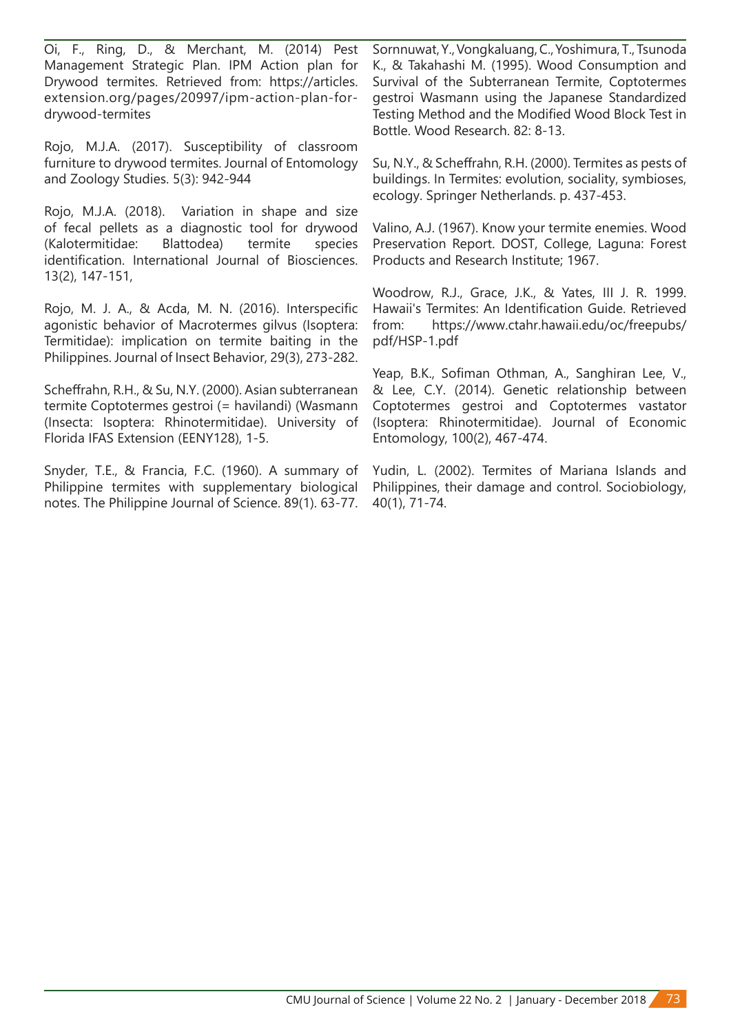Oi, F., Ring, D., & Merchant, M. (2014) Pest Management Strategic Plan. IPM Action plan for Drywood termites. Retrieved from: https://articles.extension.org/pages/20997/ipm-action-plan-for-drywood-termites

Rojo, M.J.A. (2017). Susceptibility of classroom furniture to drywood termites. Journal of Entomology and Zoology Studies. 5(3): 942-944

Rojo, M.J.A. (2018). Variation in shape and size of fecal pellets as a diagnostic tool for drywood (Kalotermitidae: Blattodea) termite species identification. International Journal of Biosciences. 13(2), 147-151,

Rojo, M. J. A., & Acda, M. N. (2016). Interspecific agonistic behavior of Macrotermes gilvus (Isoptera: Termitidae): implication on termite baiting in the Philippines. Journal of Insect Behavior, 29(3), 273-282.

Scheffrahn, R.H., & Su, N.Y. (2000). Asian subterranean termite Coptotermes gestroi (= havilandi) (Wasmann (Insecta: Isoptera: Rhinotermitidae). University of Florida IFAS Extension (EENY128), 1-5.

Snyder, T.E., & Francia, F.C. (1960). A summary of Philippine termites with supplementary biological notes. The Philippine Journal of Science. 89(1). 63-77.

Sornnuwat, Y., Vongkaluang, C., Yoshimura, T., Tsunoda K., & Takahashi M. (1995). Wood Consumption and Survival of the Subterranean Termite, Coptotermes gestroi Wasmann using the Japanese Standardized Testing Method and the Modified Wood Block Test in Bottle. Wood Research. 82: 8-13.

Su, N.Y., & Scheffrahn, R.H. (2000). Termites as pests of buildings. In Termites: evolution, sociality, symbioses, ecology. Springer Netherlands. p. 437-453.

Valino, A.J. (1967). Know your termite enemies. Wood Preservation Report. DOST, College, Laguna: Forest Products and Research Institute; 1967.

Woodrow, R.J., Grace, J.K., & Yates, III J. R. 1999. Hawaii's Termites: An Identification Guide. Retrieved from: https://www.ctahr.hawaii.edu/oc/freepubs/pdf/HSP-1.pdf

Yeap, B.K., Sofiman Othman, A., Sanghiran Lee, V., & Lee, C.Y. (2014). Genetic relationship between Coptotermes gestroi and Coptotermes vastator (Isoptera: Rhinotermitidae). Journal of Economic Entomology, 100(2), 467-474.

Yudin, L. (2002). Termites of Mariana Islands and Philippines, their damage and control. Sociobiology, 40(1), 71-74.